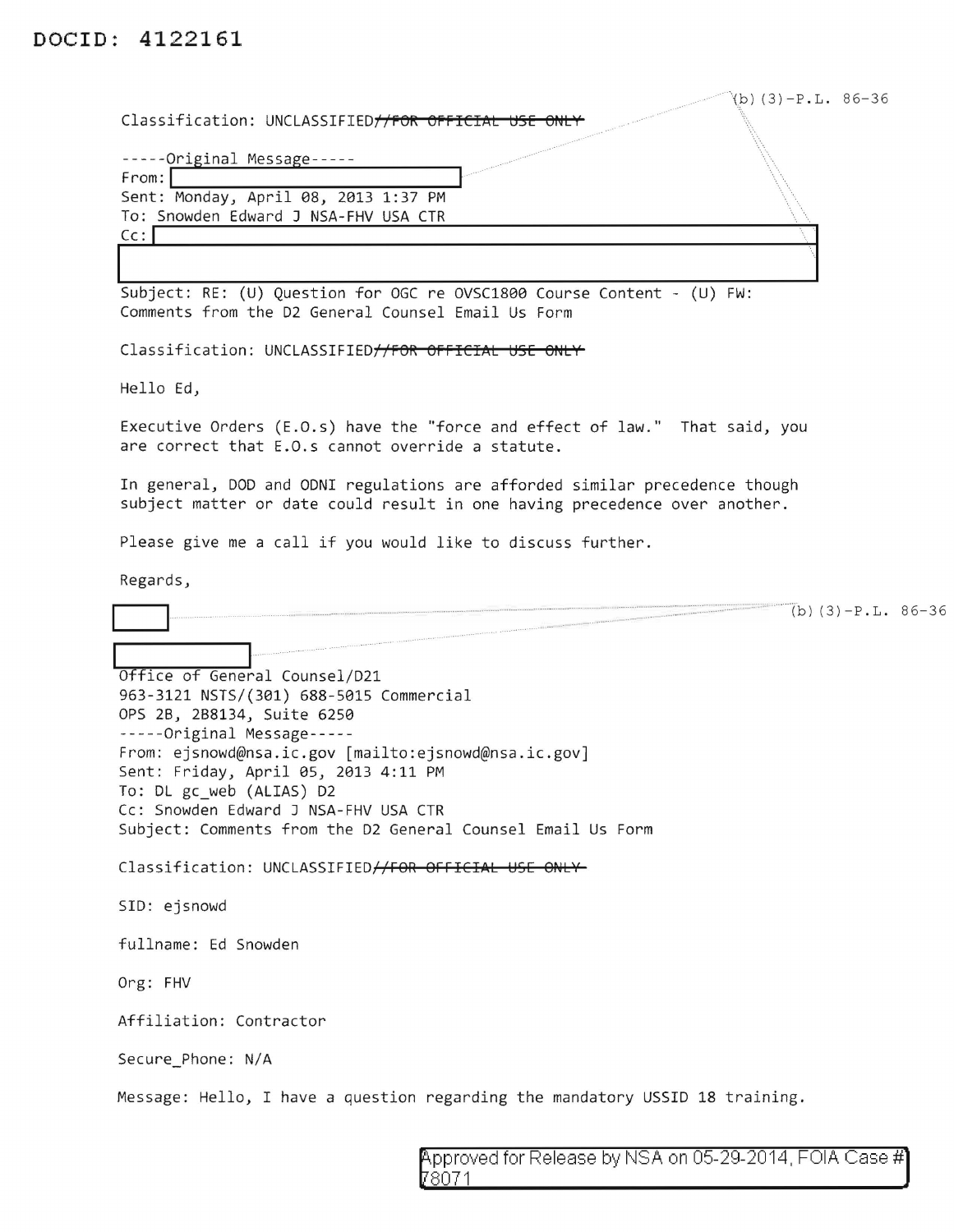DOCID: 4122161

(b)(3)-P.L. 86-36

Classification: UNCLASSIFIED~~//FOR OFFICIAL USE ONLY~~

-----Original Message-----
From: [redacted]
Sent: Monday, April 08, 2013 1:37 PM
To: Snowden Edward J NSA-FHV USA CTR
Cc: [redacted]

Subject: RE: (U) Question for OGC re OVSC1800 Course Content - (U) FW: Comments from the D2 General Counsel Email Us Form

Classification: UNCLASSIFIED~~//FOR OFFICIAL USE ONLY~~

Hello Ed,

Executive Orders (E.O.s) have the "force and effect of law." That said, you are correct that E.O.s cannot override a statute.

In general, DOD and ODNI regulations are afforded similar precedence though subject matter or date could result in one having precedence over another.

Please give me a call if you would like to discuss further.

Regards,

[redacted] (b)(3)-P.L. 86-36

[redacted]
Office of General Counsel/D21
963-3121 NSTS/(301) 688-5015 Commercial
OPS 2B, 2B8134, Suite 6250
-----Original Message-----
From: ejsnowd@nsa.ic.gov [mailto:ejsnowd@nsa.ic.gov]
Sent: Friday, April 05, 2013 4:11 PM
To: DL gc_web (ALIAS) D2
Cc: Snowden Edward J NSA-FHV USA CTR
Subject: Comments from the D2 General Counsel Email Us Form

Classification: UNCLASSIFIED~~//FOR OFFICIAL USE ONLY~~

SID: ejsnowd

fullname: Ed Snowden

Org: FHV

Affiliation: Contractor

Secure_Phone: N/A

Message: Hello, I have a question regarding the mandatory USSID 18 training.

Approved for Release by NSA on 05-29-2014, FOIA Case # 78071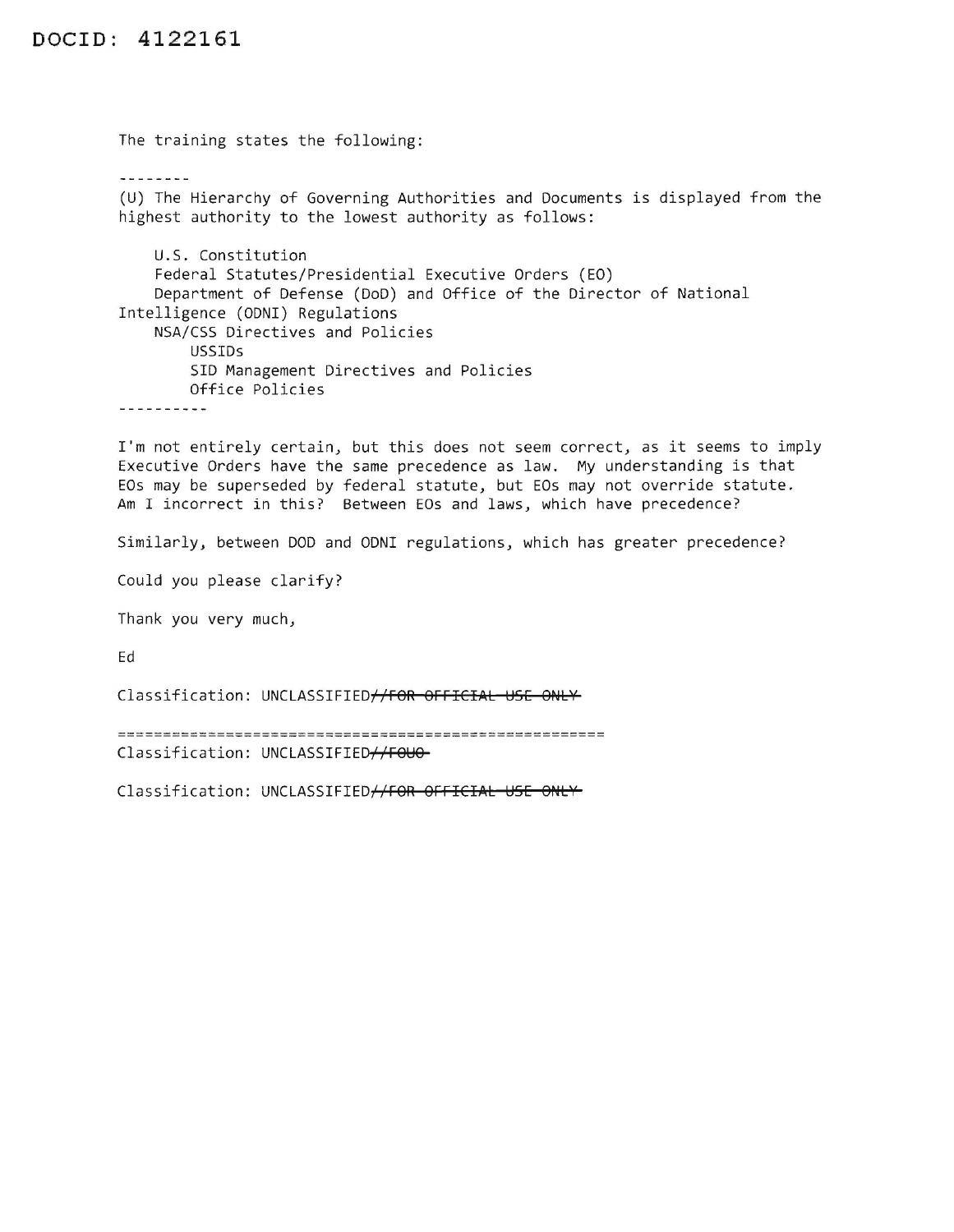DOCID: 4122161

The training states the following:

--------

(U) The Hierarchy of Governing Authorities and Documents is displayed from the highest authority to the lowest authority as follows:

- U.S. Constitution
- Federal Statutes/Presidential Executive Orders (EO)
- Department of Defense (DoD) and Office of the Director of National Intelligence (ODNI) Regulations
- NSA/CSS Directives and Policies
  - USSIDs
  - SID Management Directives and Policies
  - Office Policies

----------

I'm not entirely certain, but this does not seem correct, as it seems to imply Executive Orders have the same precedence as law. My understanding is that EOs may be superseded by federal statute, but EOs may not override statute. Am I incorrect in this? Between EOs and laws, which have precedence?

Similarly, between DOD and ODNI regulations, which has greater precedence?

Could you please clarify?

Thank you very much,

Ed

Classification: UNCLASSIFIED~~//FOR OFFICIAL USE ONLY~~

=======================================================

Classification: UNCLASSIFIED~~//FOUO~~

Classification: UNCLASSIFIED~~//FOR OFFICIAL USE ONLY~~